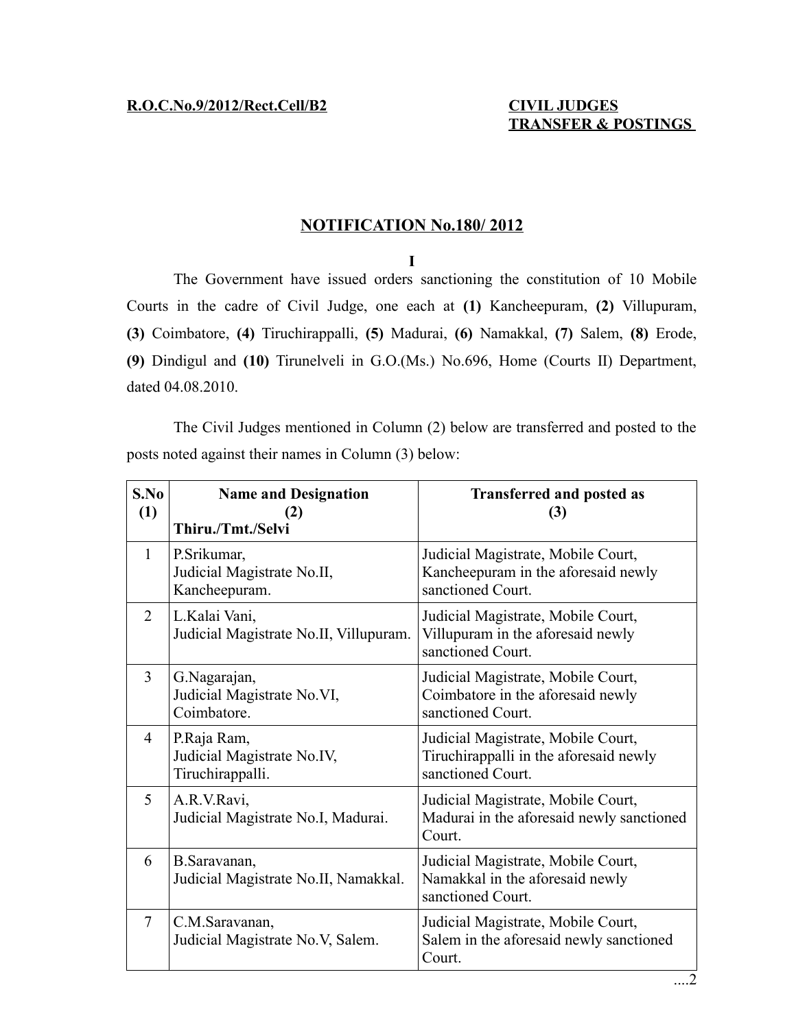**R.O.C.No.9/2012/Rect.Cell/B2**

**CIVIL JUDGES TRANSFER & POSTINGS**

## NOTIFICATION No.180/ 2012

**I**

The Government have issued orders sanctioning the constitution of 10 Mobile Courts in the cadre of Civil Judge, one each at **(1)** Kancheepuram, **(2)** Villupuram, **(3)** Coimbatore, **(4)** Tiruchirappalli, **(5)** Madurai, **(6)** Namakkal, **(7)** Salem, **(8)** Erode, **(9)** Dindigul and **(10)** Tirunelveli in G.O.(Ms.) No.696, Home (Courts II) Department, dated 04.08.2010.

The Civil Judges mentioned in Column (2) below are transferred and posted to the posts noted against their names in Column (3) below:

| S.No (1) | Name and Designation (2) Thiru./Tmt./Selvi | Transferred and posted as (3) |
|---|---|---|
| 1 | P.Srikumar, Judicial Magistrate No.II, Kancheepuram. | Judicial Magistrate, Mobile Court, Kancheepuram in the aforesaid newly sanctioned Court. |
| 2 | L.Kalai Vani, Judicial Magistrate No.II, Villupuram. | Judicial Magistrate, Mobile Court, Villupuram in the aforesaid newly sanctioned Court. |
| 3 | G.Nagarajan, Judicial Magistrate No.VI, Coimbatore. | Judicial Magistrate, Mobile Court, Coimbatore in the aforesaid newly sanctioned Court. |
| 4 | P.Raja Ram, Judicial Magistrate No.IV, Tiruchirappalli. | Judicial Magistrate, Mobile Court, Tiruchirappalli in the aforesaid newly sanctioned Court. |
| 5 | A.R.V.Ravi, Judicial Magistrate No.I, Madurai. | Judicial Magistrate, Mobile Court, Madurai in the aforesaid newly sanctioned Court. |
| 6 | B.Saravanan, Judicial Magistrate No.II, Namakkal. | Judicial Magistrate, Mobile Court, Namakkal in the aforesaid newly sanctioned Court. |
| 7 | C.M.Saravanan, Judicial Magistrate No.V, Salem. | Judicial Magistrate, Mobile Court, Salem in the aforesaid newly sanctioned Court. |

....2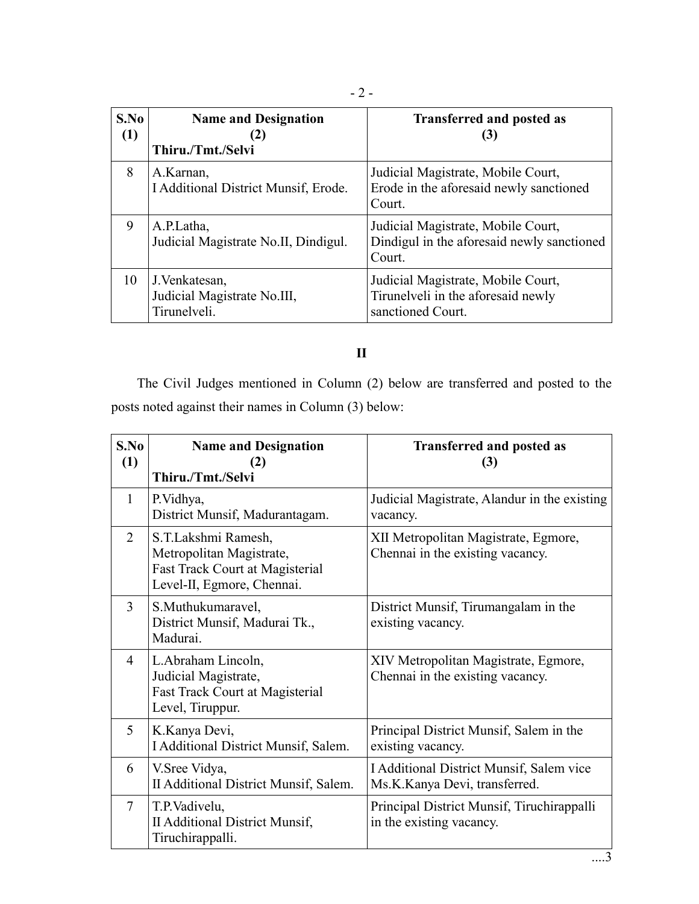| S.No (1) | Name and Designation (2) Thiru./Tmt./Selvi | Transferred and posted as (3) |
|---|---|---|
| 8 | A.Karnan, I Additional District Munsif, Erode. | Judicial Magistrate, Mobile Court, Erode in the aforesaid newly sanctioned Court. |
| 9 | A.P.Latha, Judicial Magistrate No.II, Dindigul. | Judicial Magistrate, Mobile Court, Dindigul in the aforesaid newly sanctioned Court. |
| 10 | J.Venkatesan, Judicial Magistrate No.III, Tirunelveli. | Judicial Magistrate, Mobile Court, Tirunelveli in the aforesaid newly sanctioned Court. |

**II**

The Civil Judges mentioned in Column (2) below are transferred and posted to the posts noted against their names in Column (3) below:

| S.No (1) | Name and Designation (2) Thiru./Tmt./Selvi | Transferred and posted as (3) |
|---|---|---|
| 1 | P.Vidhya, District Munsif, Madurantagam. | Judicial Magistrate, Alandur in the existing vacancy. |
| 2 | S.T.Lakshmi Ramesh, Metropolitan Magistrate, Fast Track Court at Magisterial Level-II, Egmore, Chennai. | XII Metropolitan Magistrate, Egmore, Chennai in the existing vacancy. |
| 3 | S.Muthukumaravel, District Munsif, Madurai Tk., Madurai. | District Munsif, Tirumangalam in the existing vacancy. |
| 4 | L.Abraham Lincoln, Judicial Magistrate, Fast Track Court at Magisterial Level, Tiruppur. | XIV Metropolitan Magistrate, Egmore, Chennai in the existing vacancy. |
| 5 | K.Kanya Devi, I Additional District Munsif, Salem. | Principal District Munsif, Salem in the existing vacancy. |
| 6 | V.Sree Vidya, II Additional District Munsif, Salem. | I Additional District Munsif, Salem vice Ms.K.Kanya Devi, transferred. |
| 7 | T.P.Vadivelu, II Additional District Munsif, Tiruchirappalli. | Principal District Munsif, Tiruchirappalli in the existing vacancy. |

....3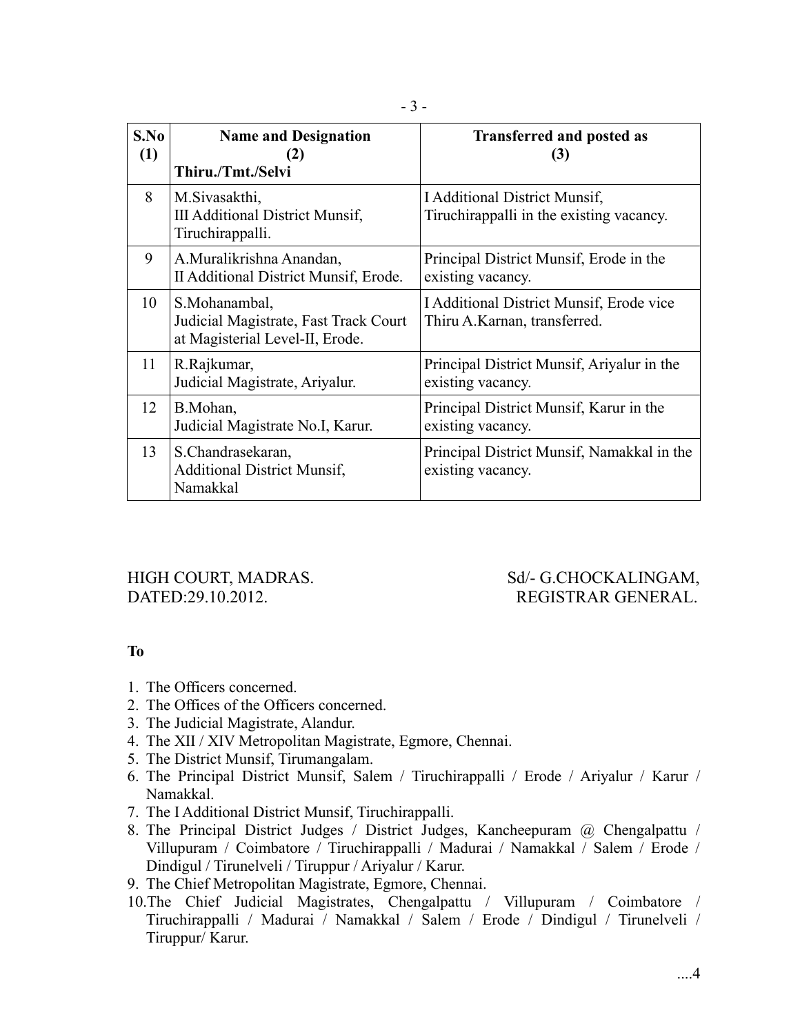| S.No (1) | Name and Designation (2) Thiru./Tmt./Selvi | Transferred and posted as (3) |
|---|---|---|
| 8 | M.Sivasakthi, III Additional District Munsif, Tiruchirappalli. | I Additional District Munsif, Tiruchirappalli in the existing vacancy. |
| 9 | A.Muralikrishna Anandan, II Additional District Munsif, Erode. | Principal District Munsif, Erode in the existing vacancy. |
| 10 | S.Mohanambal, Judicial Magistrate, Fast Track Court at Magisterial Level-II, Erode. | I Additional District Munsif, Erode vice Thiru A.Karnan, transferred. |
| 11 | R.Rajkumar, Judicial Magistrate, Ariyalur. | Principal District Munsif, Ariyalur in the existing vacancy. |
| 12 | B.Mohan, Judicial Magistrate No.I, Karur. | Principal District Munsif, Karur in the existing vacancy. |
| 13 | S.Chandrasekaran, Additional District Munsif, Namakkal | Principal District Munsif, Namakkal in the existing vacancy. |

HIGH COURT, MADRAS.
DATED:29.10.2012.

Sd/- G.CHOCKALINGAM,
REGISTRAR GENERAL.

**To**

1. The Officers concerned.
2. The Offices of the Officers concerned.
3. The Judicial Magistrate, Alandur.
4. The XII / XIV Metropolitan Magistrate, Egmore, Chennai.
5. The District Munsif, Tirumangalam.
6. The Principal District Munsif, Salem / Tiruchirappalli / Erode / Ariyalur / Karur / Namakkal.
7. The I Additional District Munsif, Tiruchirappalli.
8. The Principal District Judges / District Judges, Kancheepuram @ Chengalpattu / Villupuram / Coimbatore / Tiruchirappalli / Madurai / Namakkal / Salem / Erode / Dindigul / Tirunelveli / Tiruppur / Ariyalur / Karur.
9. The Chief Metropolitan Magistrate, Egmore, Chennai.
10. The Chief Judicial Magistrates, Chengalpattu / Villupuram / Coimbatore / Tiruchirappalli / Madurai / Namakkal / Salem / Erode / Dindigul / Tirunelveli / Tiruppur/ Karur.

....4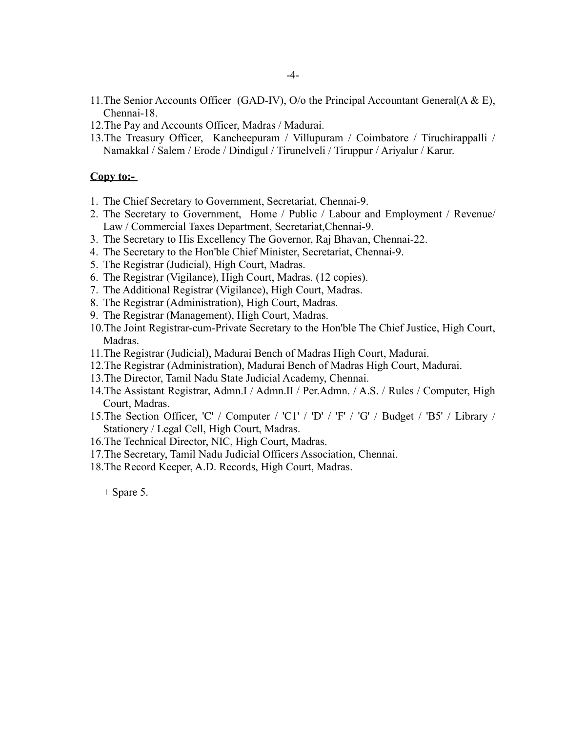11. The Senior Accounts Officer (GAD-IV), O/o the Principal Accountant General(A & E), Chennai-18.
12. The Pay and Accounts Officer, Madras / Madurai.
13. The Treasury Officer, Kancheepuram / Villupuram / Coimbatore / Tiruchirappalli / Namakkal / Salem / Erode / Dindigul / Tirunelveli / Tiruppur / Ariyalur / Karur.

**<u>Copy to:-</u>**

1. The Chief Secretary to Government, Secretariat, Chennai-9.
2. The Secretary to Government, Home / Public / Labour and Employment / Revenue/ Law / Commercial Taxes Department, Secretariat,Chennai-9.
3. The Secretary to His Excellency The Governor, Raj Bhavan, Chennai-22.
4. The Secretary to the Hon'ble Chief Minister, Secretariat, Chennai-9.
5. The Registrar (Judicial), High Court, Madras.
6. The Registrar (Vigilance), High Court, Madras. (12 copies).
7. The Additional Registrar (Vigilance), High Court, Madras.
8. The Registrar (Administration), High Court, Madras.
9. The Registrar (Management), High Court, Madras.
10. The Joint Registrar-cum-Private Secretary to the Hon'ble The Chief Justice, High Court, Madras.
11. The Registrar (Judicial), Madurai Bench of Madras High Court, Madurai.
12. The Registrar (Administration), Madurai Bench of Madras High Court, Madurai.
13. The Director, Tamil Nadu State Judicial Academy, Chennai.
14. The Assistant Registrar, Admn.I / Admn.II / Per.Admn. / A.S. / Rules / Computer, High Court, Madras.
15. The Section Officer, 'C' / Computer / 'C1' / 'D' / 'F' / 'G' / Budget / 'B5' / Library / Stationery / Legal Cell, High Court, Madras.
16. The Technical Director, NIC, High Court, Madras.
17. The Secretary, Tamil Nadu Judicial Officers Association, Chennai.
18. The Record Keeper, A.D. Records, High Court, Madras.

+ Spare 5.